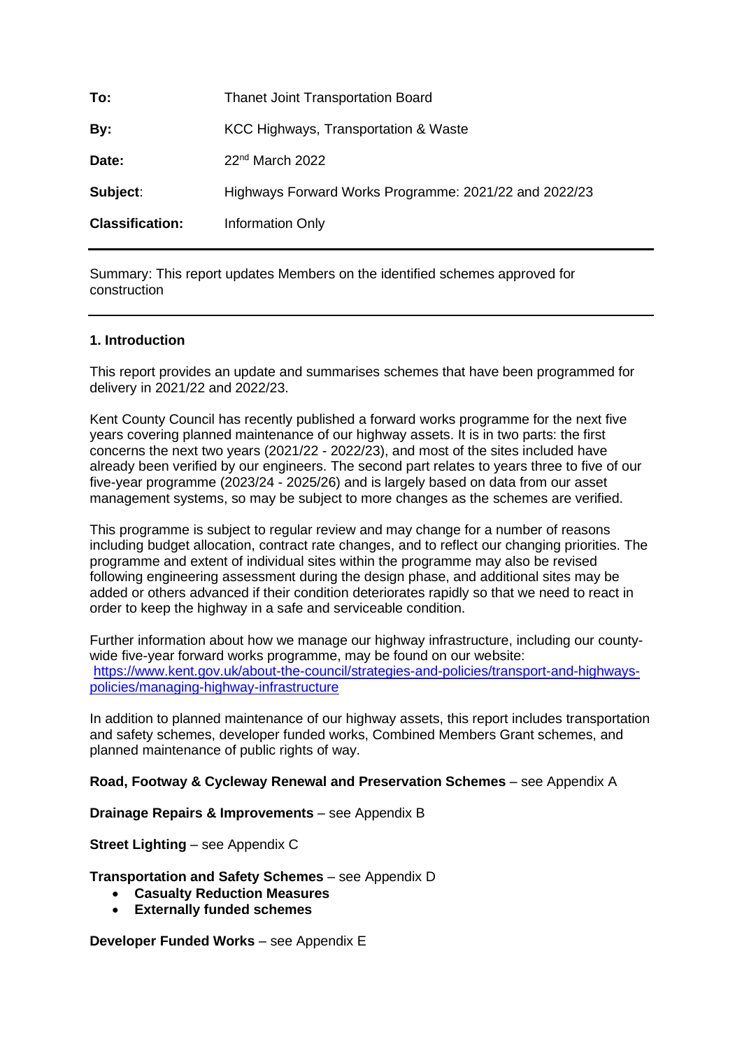| | |
|---|---|
| **To:** | Thanet Joint Transportation Board |
| **By:** | KCC Highways, Transportation & Waste |
| **Date:** | 22nd March 2022 |
| **Subject**: | Highways Forward Works Programme: 2021/22 and 2022/23 |
| **Classification:** | Information Only |

---

Summary: This report updates Members on the identified schemes approved for construction

---

**1. Introduction**

This report provides an update and summarises schemes that have been programmed for delivery in 2021/22 and 2022/23.

Kent County Council has recently published a forward works programme for the next five years covering planned maintenance of our highway assets. It is in two parts: the first concerns the next two years (2021/22 - 2022/23), and most of the sites included have already been verified by our engineers. The second part relates to years three to five of our five-year programme (2023/24 - 2025/26) and is largely based on data from our asset management systems, so may be subject to more changes as the schemes are verified.

This programme is subject to regular review and may change for a number of reasons including budget allocation, contract rate changes, and to reflect our changing priorities. The programme and extent of individual sites within the programme may also be revised following engineering assessment during the design phase, and additional sites may be added or others advanced if their condition deteriorates rapidly so that we need to react in order to keep the highway in a safe and serviceable condition.

Further information about how we manage our highway infrastructure, including our county-wide five-year forward works programme, may be found on our website:
[https://www.kent.gov.uk/about-the-council/strategies-and-policies/transport-and-highways-policies/managing-highway-infrastructure](https://www.kent.gov.uk/about-the-council/strategies-and-policies/transport-and-highways-policies/managing-highway-infrastructure)

In addition to planned maintenance of our highway assets, this report includes transportation and safety schemes, developer funded works, Combined Members Grant schemes, and planned maintenance of public rights of way.

**Road, Footway & Cycleway Renewal and Preservation Schemes** – see Appendix A

**Drainage Repairs & Improvements** – see Appendix B

**Street Lighting** – see Appendix C

**Transportation and Safety Schemes** – see Appendix D

- **Casualty Reduction Measures**
- **Externally funded schemes**

**Developer Funded Works** – see Appendix E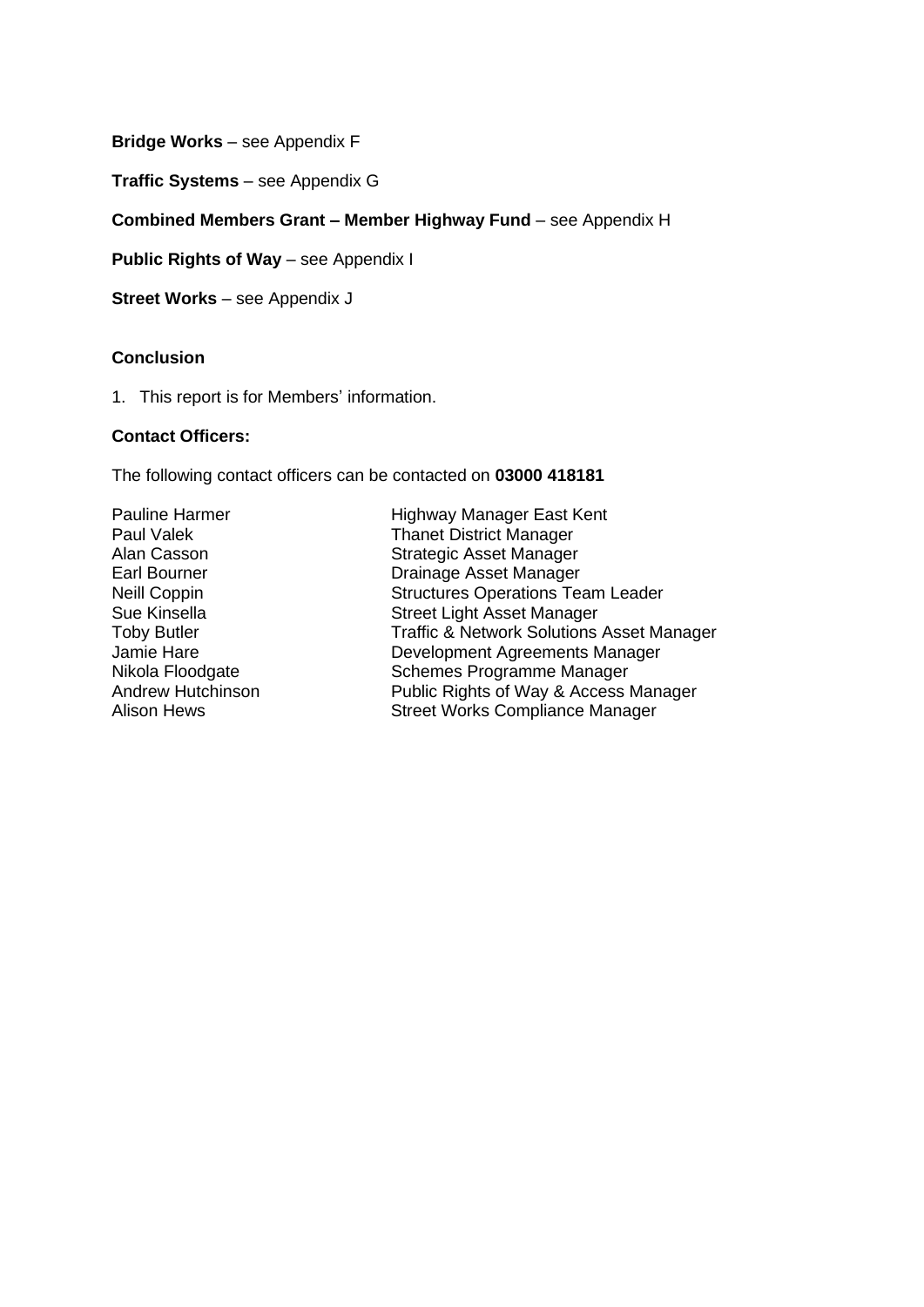**Bridge Works** – see Appendix F

**Traffic Systems** – see Appendix G

**Combined Members Grant – Member Highway Fund** – see Appendix H

**Public Rights of Way** – see Appendix I

**Street Works** – see Appendix J

**Conclusion**

1. This report is for Members' information.

**Contact Officers:**

The following contact officers can be contacted on **03000 418181**

| | |
|---|---|
| Pauline Harmer | Highway Manager East Kent |
| Paul Valek | Thanet District Manager |
| Alan Casson | Strategic Asset Manager |
| Earl Bourner | Drainage Asset Manager |
| Neill Coppin | Structures Operations Team Leader |
| Sue Kinsella | Street Light Asset Manager |
| Toby Butler | Traffic & Network Solutions Asset Manager |
| Jamie Hare | Development Agreements Manager |
| Nikola Floodgate | Schemes Programme Manager |
| Andrew Hutchinson | Public Rights of Way & Access Manager |
| Alison Hews | Street Works Compliance Manager |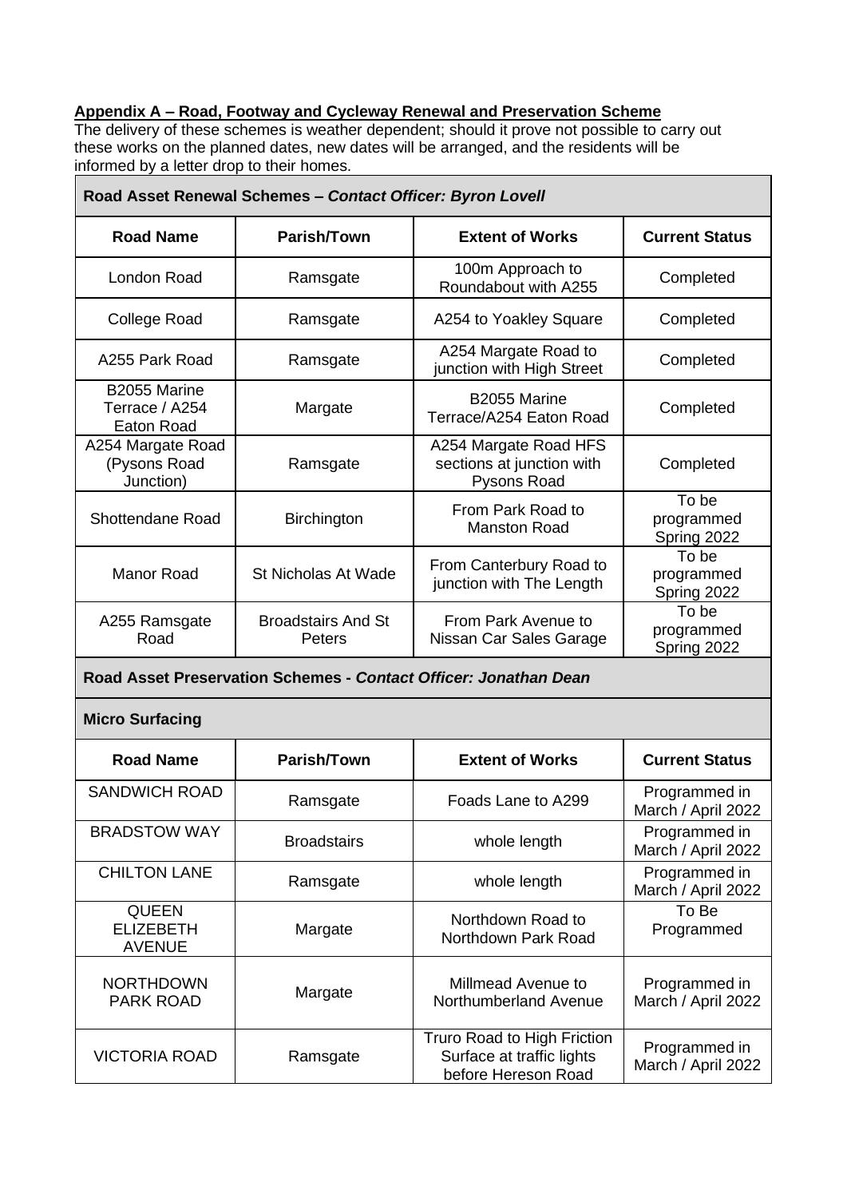**Appendix A – Road, Footway and Cycleway Renewal and Preservation Scheme**

The delivery of these schemes is weather dependent; should it prove not possible to carry out these works on the planned dates, new dates will be arranged, and the residents will be informed by a letter drop to their homes.

| **Road Asset Renewal Schemes – *Contact Officer: Byron Lovell*** | | | |
|---|---|---|---|
| **Road Name** | **Parish/Town** | **Extent of Works** | **Current Status** |
| London Road | Ramsgate | 100m Approach to Roundabout with A255 | Completed |
| College Road | Ramsgate | A254 to Yoakley Square | Completed |
| A255 Park Road | Ramsgate | A254 Margate Road to junction with High Street | Completed |
| B2055 Marine Terrace / A254 Eaton Road | Margate | B2055 Marine Terrace/A254 Eaton Road | Completed |
| A254 Margate Road (Pysons Road Junction) | Ramsgate | A254 Margate Road HFS sections at junction with Pysons Road | Completed |
| Shottendane Road | Birchington | From Park Road to Manston Road | To be programmed Spring 2022 |
| Manor Road | St Nicholas At Wade | From Canterbury Road to junction with The Length | To be programmed Spring 2022 |
| A255 Ramsgate Road | Broadstairs And St Peters | From Park Avenue to Nissan Car Sales Garage | To be programmed Spring 2022 |

| **Road Asset Preservation Schemes - *Contact Officer: Jonathan Dean*** | | | |
|---|---|---|---|
| **Micro Surfacing** | | | |
| **Road Name** | **Parish/Town** | **Extent of Works** | **Current Status** |
| SANDWICH ROAD | Ramsgate | Foads Lane to A299 | Programmed in March / April 2022 |
| BRADSTOW WAY | Broadstairs | whole length | Programmed in March / April 2022 |
| CHILTON LANE | Ramsgate | whole length | Programmed in March / April 2022 |
| QUEEN ELIZEBETH AVENUE | Margate | Northdown Road to Northdown Park Road | To Be Programmed |
| NORTHDOWN PARK ROAD | Margate | Millmead Avenue to Northumberland Avenue | Programmed in March / April 2022 |
| VICTORIA ROAD | Ramsgate | Truro Road to High Friction Surface at traffic lights before Hereson Road | Programmed in March / April 2022 |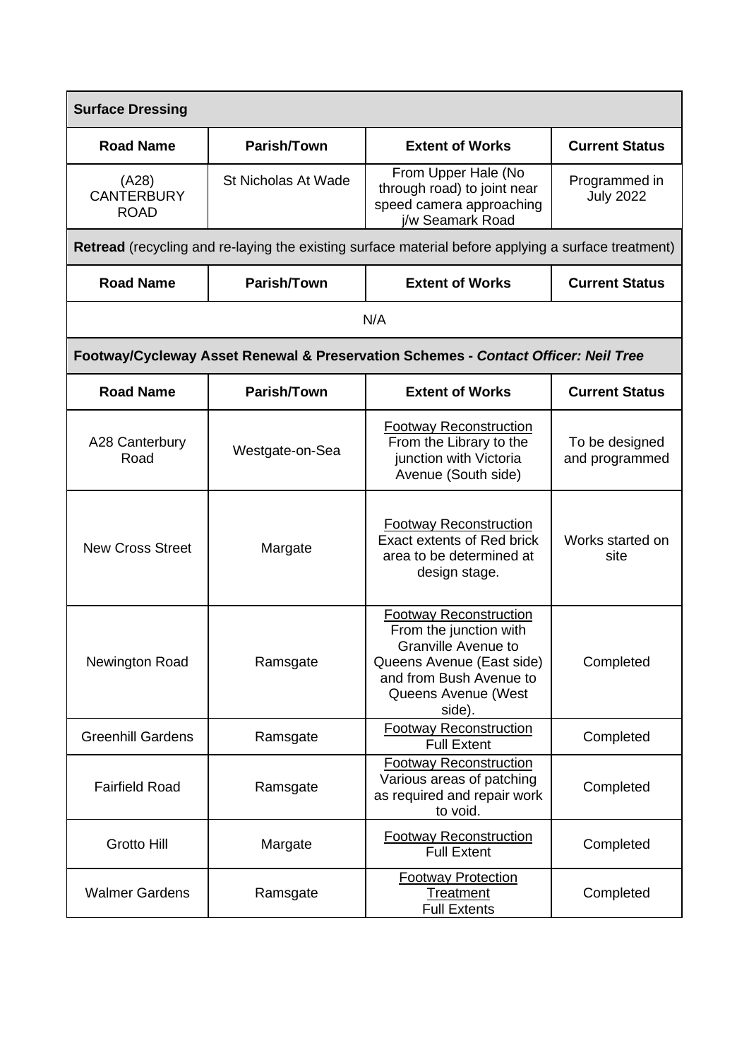**Surface Dressing**

| Road Name | Parish/Town | Extent of Works | Current Status |
|---|---|---|---|
| (A28) CANTERBURY ROAD | St Nicholas At Wade | From Upper Hale (No through road) to joint near speed camera approaching j/w Seamark Road | Programmed in July 2022 |

**Retread** (recycling and re-laying the existing surface material before applying a surface treatment)

| Road Name | Parish/Town | Extent of Works | Current Status |
|---|---|---|---|
| N/A | | | |

**Footway/Cycleway Asset Renewal & Preservation Schemes -** ***Contact Officer: Neil Tree***

| Road Name | Parish/Town | Extent of Works | Current Status |
|---|---|---|---|
| A28 Canterbury Road | Westgate-on-Sea | Footway Reconstruction From the Library to the junction with Victoria Avenue (South side) | To be designed and programmed |
| New Cross Street | Margate | Footway Reconstruction Exact extents of Red brick area to be determined at design stage. | Works started on site |
| Newington Road | Ramsgate | Footway Reconstruction From the junction with Granville Avenue to Queens Avenue (East side) and from Bush Avenue to Queens Avenue (West side). | Completed |
| Greenhill Gardens | Ramsgate | Footway Reconstruction Full Extent | Completed |
| Fairfield Road | Ramsgate | Footway Reconstruction Various areas of patching as required and repair work to void. | Completed |
| Grotto Hill | Margate | Footway Reconstruction Full Extent | Completed |
| Walmer Gardens | Ramsgate | Footway Protection Treatment Full Extents | Completed |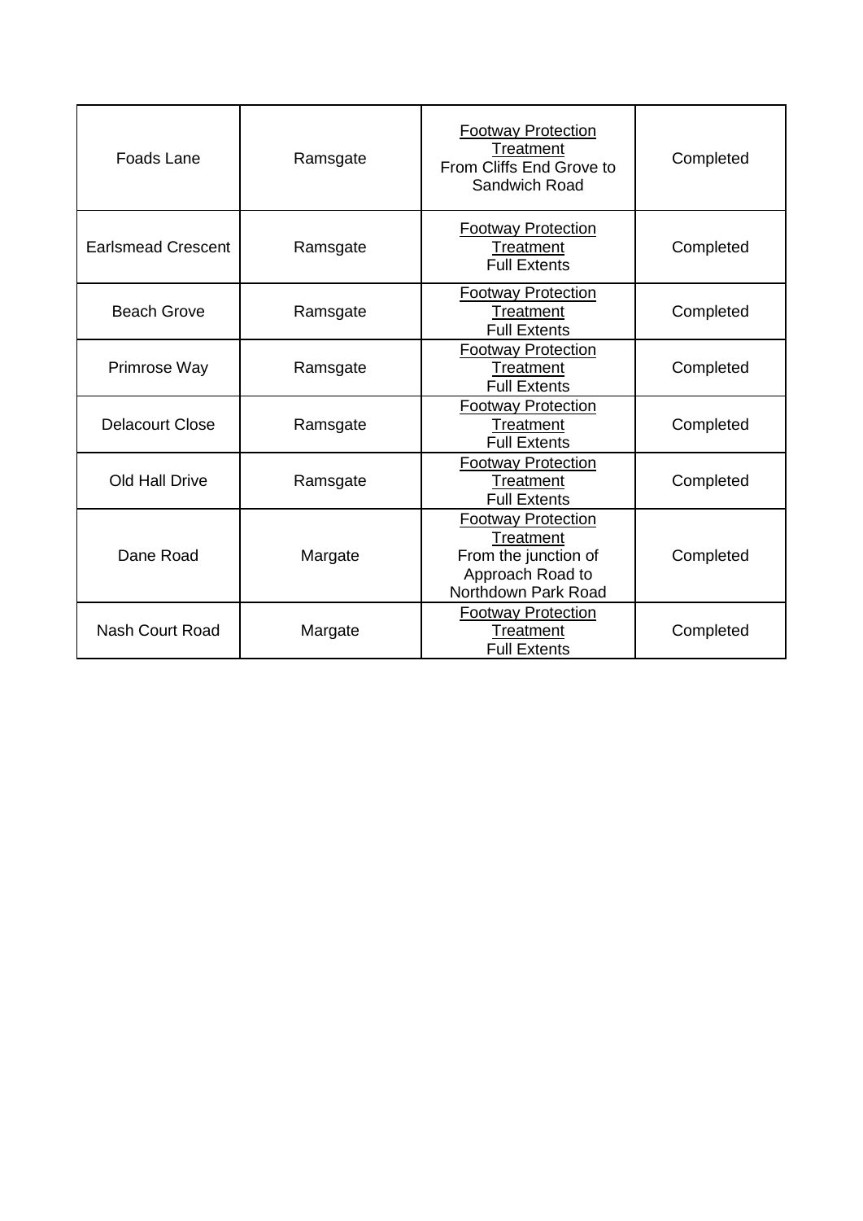| | | | |
|---|---|---|---|
| Foads Lane | Ramsgate | Footway Protection Treatment<br>From Cliffs End Grove to Sandwich Road | Completed |
| Earlsmead Crescent | Ramsgate | Footway Protection Treatment<br>Full Extents | Completed |
| Beach Grove | Ramsgate | Footway Protection Treatment<br>Full Extents | Completed |
| Primrose Way | Ramsgate | Footway Protection Treatment<br>Full Extents | Completed |
| Delacourt Close | Ramsgate | Footway Protection Treatment<br>Full Extents | Completed |
| Old Hall Drive | Ramsgate | Footway Protection Treatment<br>Full Extents | Completed |
| Dane Road | Margate | Footway Protection Treatment<br>From the junction of Approach Road to Northdown Park Road | Completed |
| Nash Court Road | Margate | Footway Protection Treatment<br>Full Extents | Completed |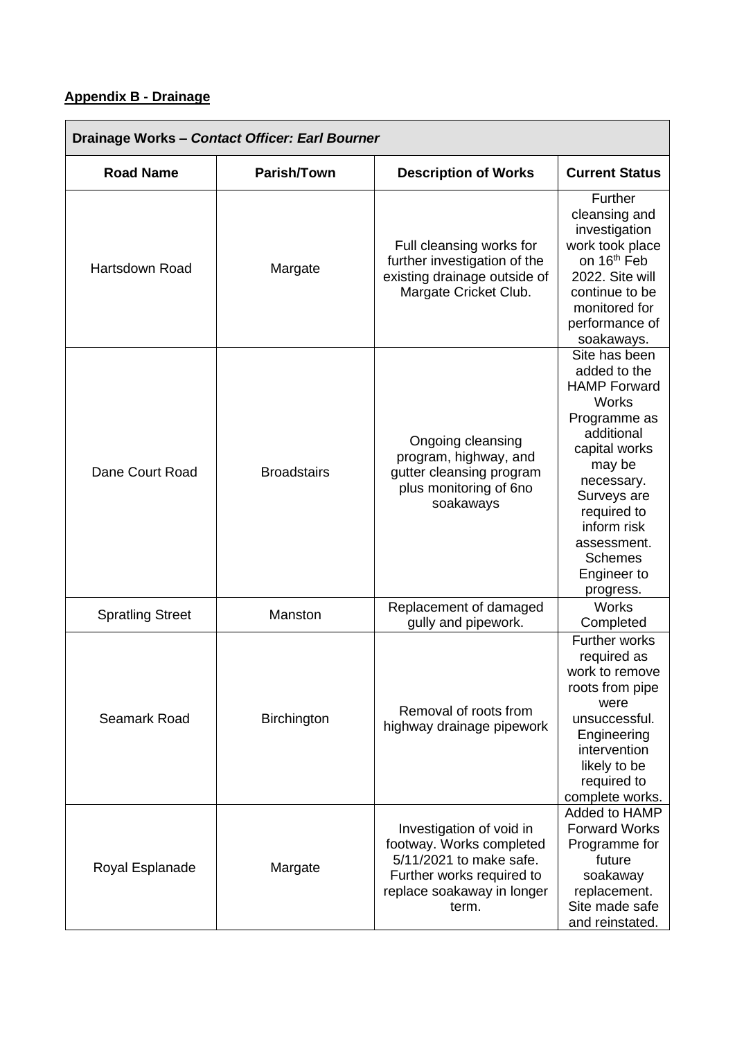**Appendix B - Drainage**

| Drainage Works – *Contact Officer: Earl Bourner* | | | |
|---|---|---|---|
| **Road Name** | **Parish/Town** | **Description of Works** | **Current Status** |
| Hartsdown Road | Margate | Full cleansing works for further investigation of the existing drainage outside of Margate Cricket Club. | Further cleansing and investigation work took place on 16th Feb 2022. Site will continue to be monitored for performance of soakaways. |
| Dane Court Road | Broadstairs | Ongoing cleansing program, highway, and gutter cleansing program plus monitoring of 6no soakaways | Site has been added to the HAMP Forward Works Programme as additional capital works may be necessary. Surveys are required to inform risk assessment. Schemes Engineer to progress. |
| Spratling Street | Manston | Replacement of damaged gully and pipework. | Works Completed |
| Seamark Road | Birchington | Removal of roots from highway drainage pipework | Further works required as work to remove roots from pipe were unsuccessful. Engineering intervention likely to be required to complete works. |
| Royal Esplanade | Margate | Investigation of void in footway. Works completed 5/11/2021 to make safe. Further works required to replace soakaway in longer term. | Added to HAMP Forward Works Programme for future soakaway replacement. Site made safe and reinstated. |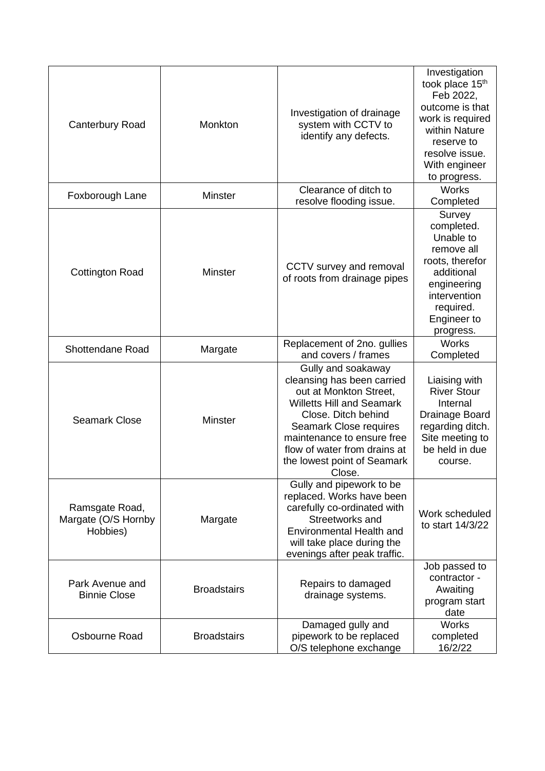| Canterbury Road | Monkton | Investigation of drainage system with CCTV to identify any defects. | Investigation took place 15th Feb 2022, outcome is that work is required within Nature reserve to resolve issue. With engineer to progress. |
|---|---|---|---|
| Foxborough Lane | Minster | Clearance of ditch to resolve flooding issue. | Works Completed |
| Cottington Road | Minster | CCTV survey and removal of roots from drainage pipes | Survey completed. Unable to remove all roots, therefor additional engineering intervention required. Engineer to progress. |
| Shottendane Road | Margate | Replacement of 2no. gullies and covers / frames | Works Completed |
| Seamark Close | Minster | Gully and soakaway cleansing has been carried out at Monkton Street, Willetts Hill and Seamark Close. Ditch behind Seamark Close requires maintenance to ensure free flow of water from drains at the lowest point of Seamark Close. | Liaising with River Stour Internal Drainage Board regarding ditch. Site meeting to be held in due course. |
| Ramsgate Road, Margate (O/S Hornby Hobbies) | Margate | Gully and pipework to be replaced. Works have been carefully co-ordinated with Streetworks and Environmental Health and will take place during the evenings after peak traffic. | Work scheduled to start 14/3/22 |
| Park Avenue and Binnie Close | Broadstairs | Repairs to damaged drainage systems. | Job passed to contractor - Awaiting program start date |
| Osbourne Road | Broadstairs | Damaged gully and pipework to be replaced O/S telephone exchange | Works completed 16/2/22 |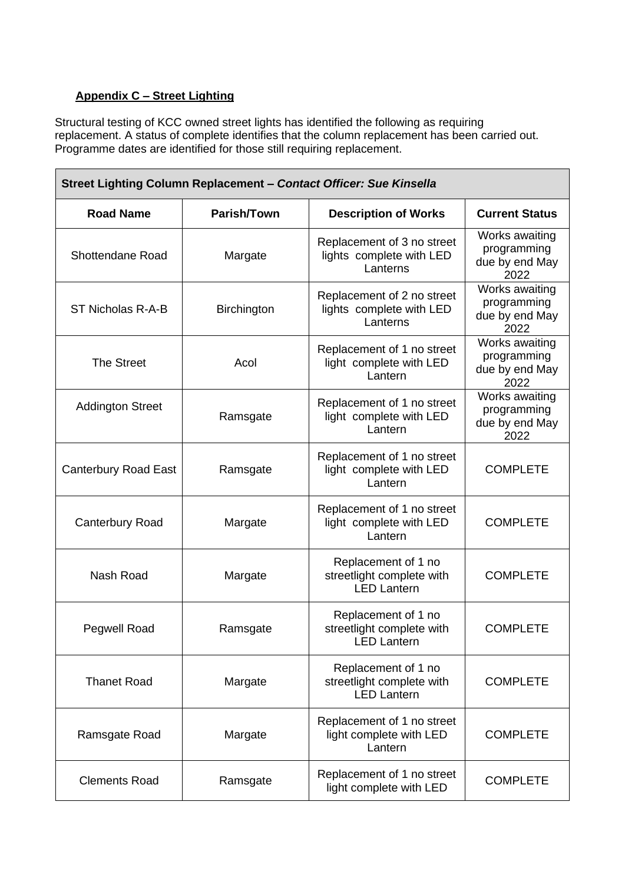**Appendix C – Street Lighting**

Structural testing of KCC owned street lights has identified the following as requiring replacement. A status of complete identifies that the column replacement has been carried out. Programme dates are identified for those still requiring replacement.

| **Street Lighting Column Replacement – *Contact Officer: Sue Kinsella*** | | | |
|---|---|---|---|
| **Road Name** | **Parish/Town** | **Description of Works** | **Current Status** |
| Shottendane Road | Margate | Replacement of 3 no street lights complete with LED Lanterns | Works awaiting programming due by end May 2022 |
| ST Nicholas R-A-B | Birchington | Replacement of 2 no street lights complete with LED Lanterns | Works awaiting programming due by end May 2022 |
| The Street | Acol | Replacement of 1 no street light complete with LED Lantern | Works awaiting programming due by end May 2022 |
| Addington Street | Ramsgate | Replacement of 1 no street light complete with LED Lantern | Works awaiting programming due by end May 2022 |
| Canterbury Road East | Ramsgate | Replacement of 1 no street light complete with LED Lantern | COMPLETE |
| Canterbury Road | Margate | Replacement of 1 no street light complete with LED Lantern | COMPLETE |
| Nash Road | Margate | Replacement of 1 no streetlight complete with LED Lantern | COMPLETE |
| Pegwell Road | Ramsgate | Replacement of 1 no streetlight complete with LED Lantern | COMPLETE |
| Thanet Road | Margate | Replacement of 1 no streetlight complete with LED Lantern | COMPLETE |
| Ramsgate Road | Margate | Replacement of 1 no street light complete with LED Lantern | COMPLETE |
| Clements Road | Ramsgate | Replacement of 1 no street light complete with LED | COMPLETE |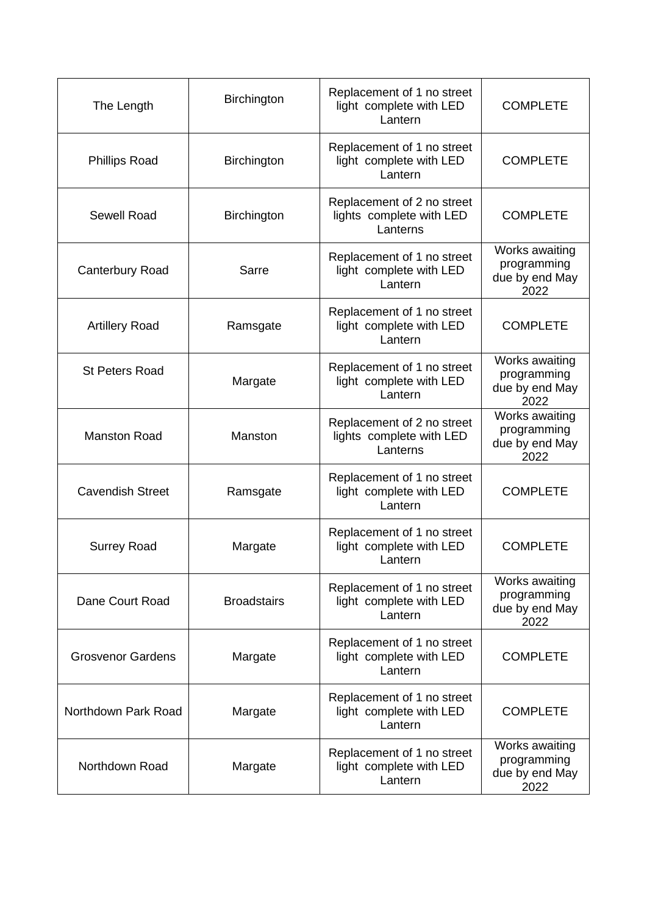| | | | |
|---|---|---|---|
| The Length | Birchington | Replacement of 1 no street light complete with LED Lantern | COMPLETE |
| Phillips Road | Birchington | Replacement of 1 no street light complete with LED Lantern | COMPLETE |
| Sewell Road | Birchington | Replacement of 2 no street lights complete with LED Lanterns | COMPLETE |
| Canterbury Road | Sarre | Replacement of 1 no street light complete with LED Lantern | Works awaiting programming due by end May 2022 |
| Artillery Road | Ramsgate | Replacement of 1 no street light complete with LED Lantern | COMPLETE |
| St Peters Road | Margate | Replacement of 1 no street light complete with LED Lantern | Works awaiting programming due by end May 2022 |
| Manston Road | Manston | Replacement of 2 no street lights complete with LED Lanterns | Works awaiting programming due by end May 2022 |
| Cavendish Street | Ramsgate | Replacement of 1 no street light complete with LED Lantern | COMPLETE |
| Surrey Road | Margate | Replacement of 1 no street light complete with LED Lantern | COMPLETE |
| Dane Court Road | Broadstairs | Replacement of 1 no street light complete with LED Lantern | Works awaiting programming due by end May 2022 |
| Grosvenor Gardens | Margate | Replacement of 1 no street light complete with LED Lantern | COMPLETE |
| Northdown Park Road | Margate | Replacement of 1 no street light complete with LED Lantern | COMPLETE |
| Northdown Road | Margate | Replacement of 1 no street light complete with LED Lantern | Works awaiting programming due by end May 2022 |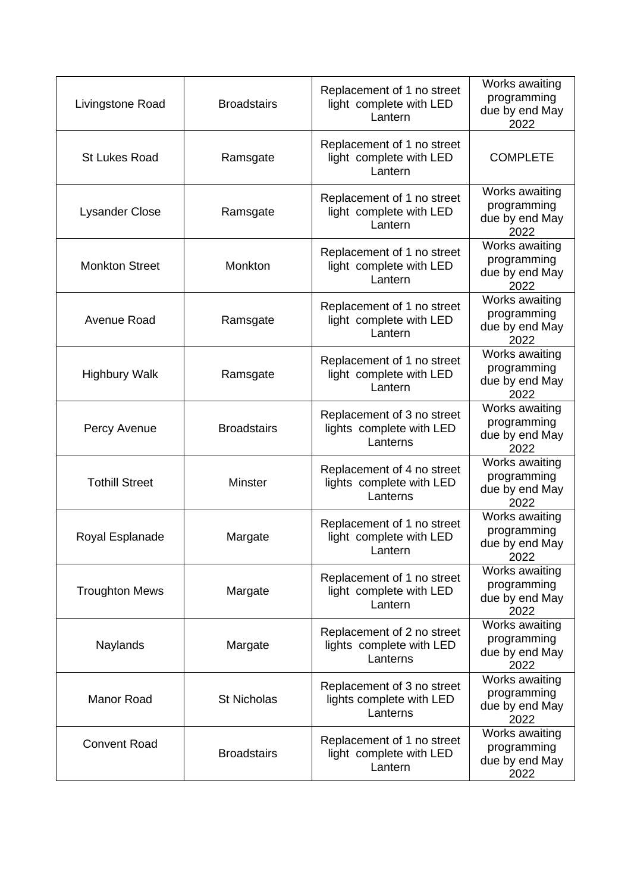| | | | |
|---|---|---|---|
| Livingstone Road | Broadstairs | Replacement of 1 no street light complete with LED Lantern | Works awaiting programming due by end May 2022 |
| St Lukes Road | Ramsgate | Replacement of 1 no street light complete with LED Lantern | COMPLETE |
| Lysander Close | Ramsgate | Replacement of 1 no street light complete with LED Lantern | Works awaiting programming due by end May 2022 |
| Monkton Street | Monkton | Replacement of 1 no street light complete with LED Lantern | Works awaiting programming due by end May 2022 |
| Avenue Road | Ramsgate | Replacement of 1 no street light complete with LED Lantern | Works awaiting programming due by end May 2022 |
| Highbury Walk | Ramsgate | Replacement of 1 no street light complete with LED Lantern | Works awaiting programming due by end May 2022 |
| Percy Avenue | Broadstairs | Replacement of 3 no street lights complete with LED Lanterns | Works awaiting programming due by end May 2022 |
| Tothill Street | Minster | Replacement of 4 no street lights complete with LED Lanterns | Works awaiting programming due by end May 2022 |
| Royal Esplanade | Margate | Replacement of 1 no street light complete with LED Lantern | Works awaiting programming due by end May 2022 |
| Troughton Mews | Margate | Replacement of 1 no street light complete with LED Lantern | Works awaiting programming due by end May 2022 |
| Naylands | Margate | Replacement of 2 no street lights complete with LED Lanterns | Works awaiting programming due by end May 2022 |
| Manor Road | St Nicholas | Replacement of 3 no street lights complete with LED Lanterns | Works awaiting programming due by end May 2022 |
| Convent Road | Broadstairs | Replacement of 1 no street light complete with LED Lantern | Works awaiting programming due by end May 2022 |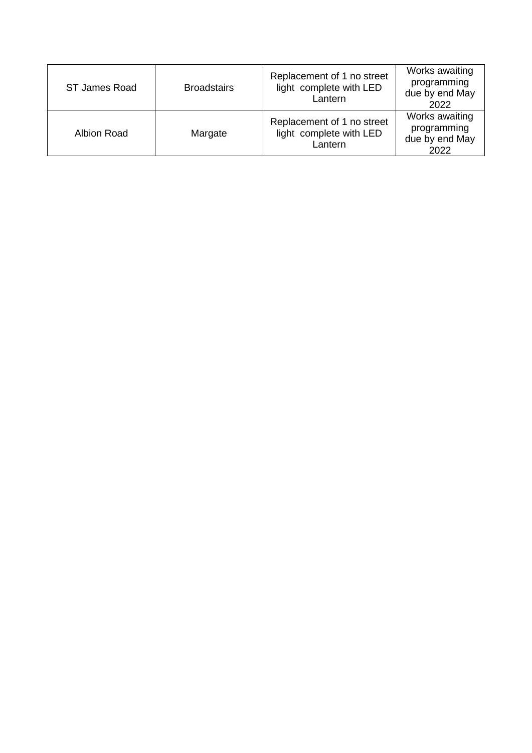| | | | |
|---|---|---|---|
| ST James Road | Broadstairs | Replacement of 1 no street light complete with LED Lantern | Works awaiting programming due by end May 2022 |
| Albion Road | Margate | Replacement of 1 no street light complete with LED Lantern | Works awaiting programming due by end May 2022 |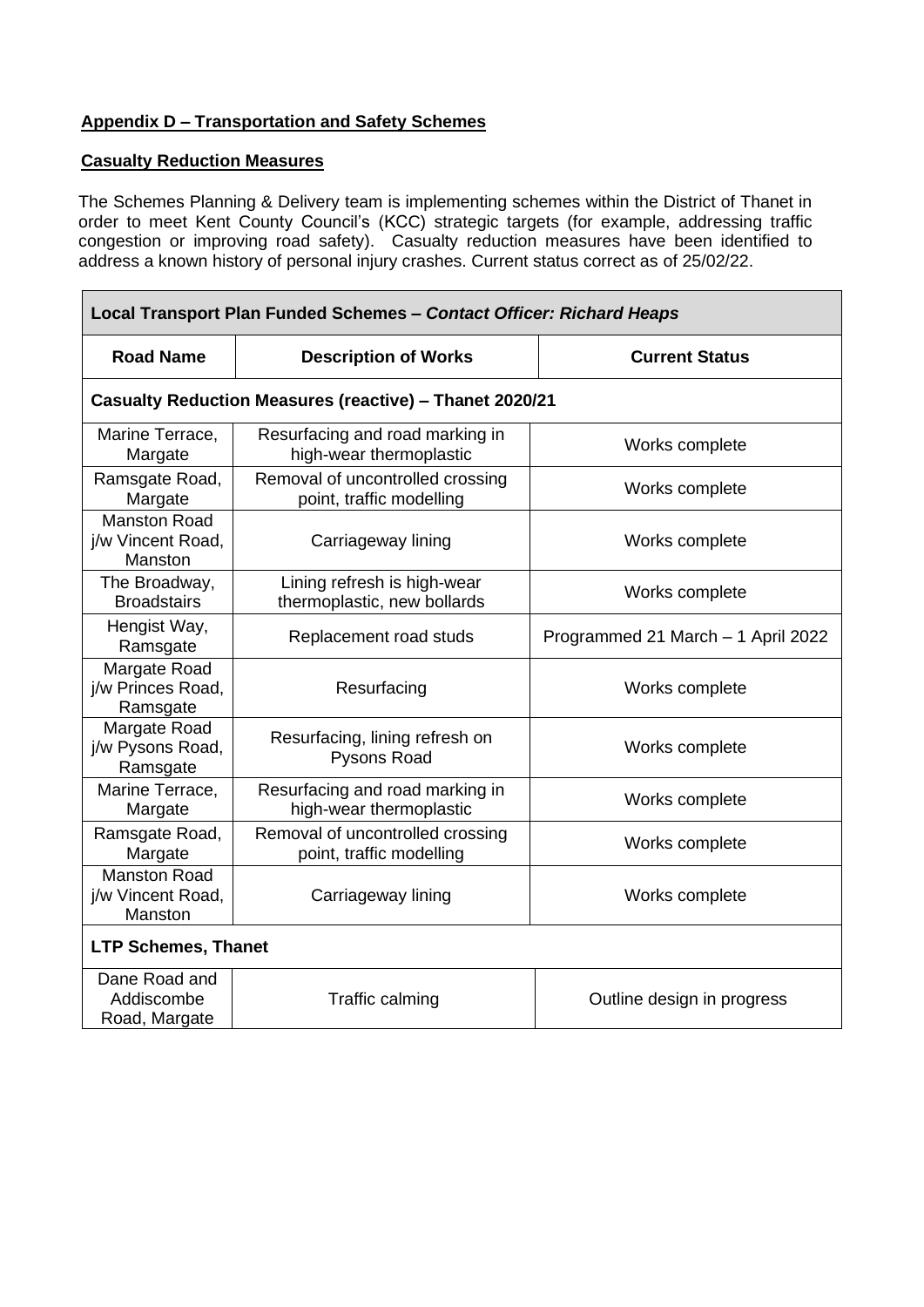## Appendix D – Transportation and Safety Schemes

### Casualty Reduction Measures

The Schemes Planning & Delivery team is implementing schemes within the District of Thanet in order to meet Kent County Council's (KCC) strategic targets (for example, addressing traffic congestion or improving road safety). Casualty reduction measures have been identified to address a known history of personal injury crashes. Current status correct as of 25/02/22.

| **Local Transport Plan Funded Schemes – *Contact Officer: Richard Heaps*** | | |
|---|---|---|
| **Road Name** | **Description of Works** | **Current Status** |
| **Casualty Reduction Measures (reactive) – Thanet 2020/21** | | |
| Marine Terrace, Margate | Resurfacing and road marking in high-wear thermoplastic | Works complete |
| Ramsgate Road, Margate | Removal of uncontrolled crossing point, traffic modelling | Works complete |
| Manston Road j/w Vincent Road, Manston | Carriageway lining | Works complete |
| The Broadway, Broadstairs | Lining refresh is high-wear thermoplastic, new bollards | Works complete |
| Hengist Way, Ramsgate | Replacement road studs | Programmed 21 March – 1 April 2022 |
| Margate Road j/w Princes Road, Ramsgate | Resurfacing | Works complete |
| Margate Road j/w Pysons Road, Ramsgate | Resurfacing, lining refresh on Pysons Road | Works complete |
| Marine Terrace, Margate | Resurfacing and road marking in high-wear thermoplastic | Works complete |
| Ramsgate Road, Margate | Removal of uncontrolled crossing point, traffic modelling | Works complete |
| Manston Road j/w Vincent Road, Manston | Carriageway lining | Works complete |
| **LTP Schemes, Thanet** | | |
| Dane Road and Addiscombe Road, Margate | Traffic calming | Outline design in progress |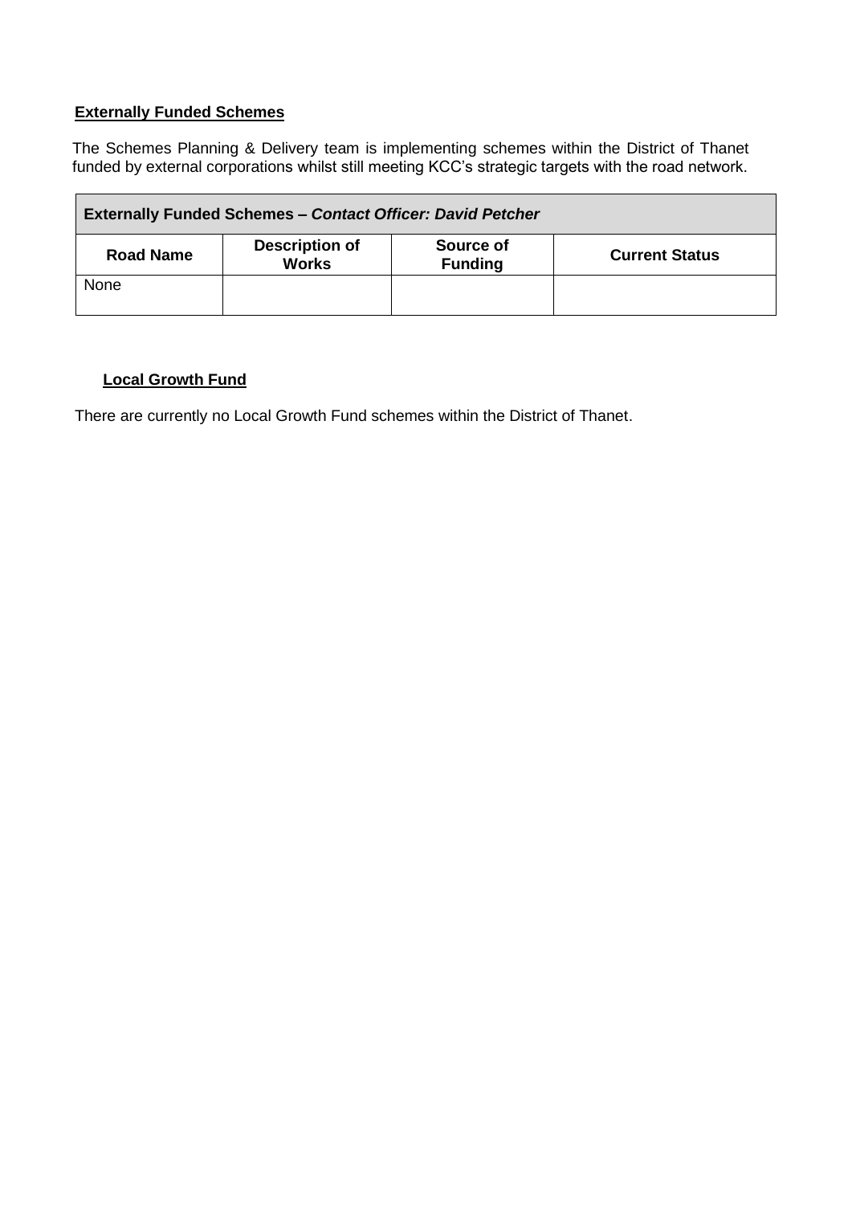## Externally Funded Schemes

The Schemes Planning & Delivery team is implementing schemes within the District of Thanet funded by external corporations whilst still meeting KCC's strategic targets with the road network.

| **Externally Funded Schemes – *Contact Officer: David Petcher*** | | | |
|---|---|---|---|
| **Road Name** | **Description of Works** | **Source of Funding** | **Current Status** |
| None | | | |

## Local Growth Fund

There are currently no Local Growth Fund schemes within the District of Thanet.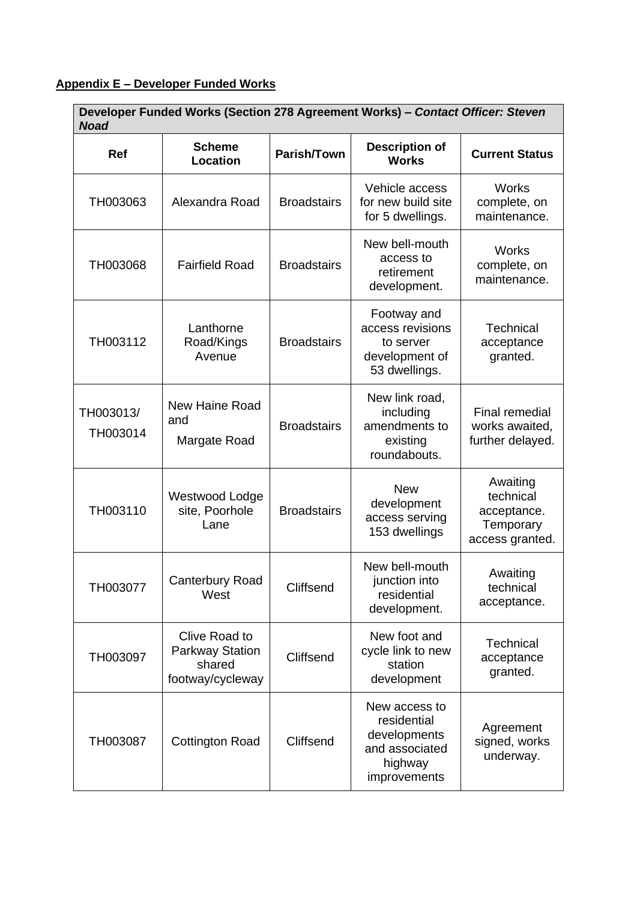**Appendix E – Developer Funded Works**

| Developer Funded Works (Section 278 Agreement Works) – *Contact Officer: Steven Noad* | | | | |
|---|---|---|---|---|
| **Ref** | **Scheme Location** | **Parish/Town** | **Description of Works** | **Current Status** |
| TH003063 | Alexandra Road | Broadstairs | Vehicle access for new build site for 5 dwellings. | Works complete, on maintenance. |
| TH003068 | Fairfield Road | Broadstairs | New bell-mouth access to retirement development. | Works complete, on maintenance. |
| TH003112 | Lanthorne Road/Kings Avenue | Broadstairs | Footway and access revisions to server development of 53 dwellings. | Technical acceptance granted. |
| TH003013/ TH003014 | New Haine Road and Margate Road | Broadstairs | New link road, including amendments to existing roundabouts. | Final remedial works awaited, further delayed. |
| TH003110 | Westwood Lodge site, Poorhole Lane | Broadstairs | New development access serving 153 dwellings | Awaiting technical acceptance. Temporary access granted. |
| TH003077 | Canterbury Road West | Cliffsend | New bell-mouth junction into residential development. | Awaiting technical acceptance. |
| TH003097 | Clive Road to Parkway Station shared footway/cycleway | Cliffsend | New foot and cycle link to new station development | Technical acceptance granted. |
| TH003087 | Cottington Road | Cliffsend | New access to residential developments and associated highway improvements | Agreement signed, works underway. |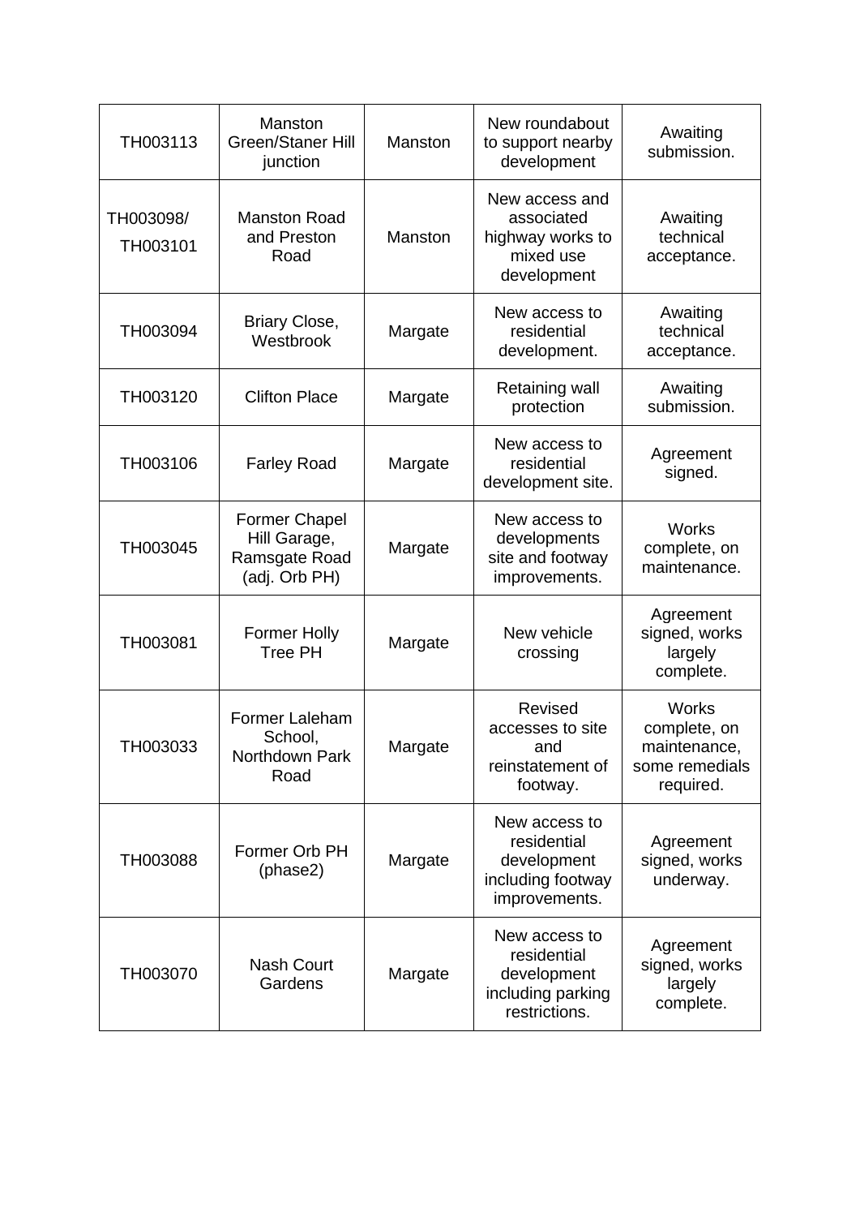| | | | | |
|---|---|---|---|---|
| TH003113 | Manston Green/Staner Hill junction | Manston | New roundabout to support nearby development | Awaiting submission. |
| TH003098/ TH003101 | Manston Road and Preston Road | Manston | New access and associated highway works to mixed use development | Awaiting technical acceptance. |
| TH003094 | Briary Close, Westbrook | Margate | New access to residential development. | Awaiting technical acceptance. |
| TH003120 | Clifton Place | Margate | Retaining wall protection | Awaiting submission. |
| TH003106 | Farley Road | Margate | New access to residential development site. | Agreement signed. |
| TH003045 | Former Chapel Hill Garage, Ramsgate Road (adj. Orb PH) | Margate | New access to developments site and footway improvements. | Works complete, on maintenance. |
| TH003081 | Former Holly Tree PH | Margate | New vehicle crossing | Agreement signed, works largely complete. |
| TH003033 | Former Laleham School, Northdown Park Road | Margate | Revised accesses to site and reinstatement of footway. | Works complete, on maintenance, some remedials required. |
| TH003088 | Former Orb PH (phase2) | Margate | New access to residential development including footway improvements. | Agreement signed, works underway. |
| TH003070 | Nash Court Gardens | Margate | New access to residential development including parking restrictions. | Agreement signed, works largely complete. |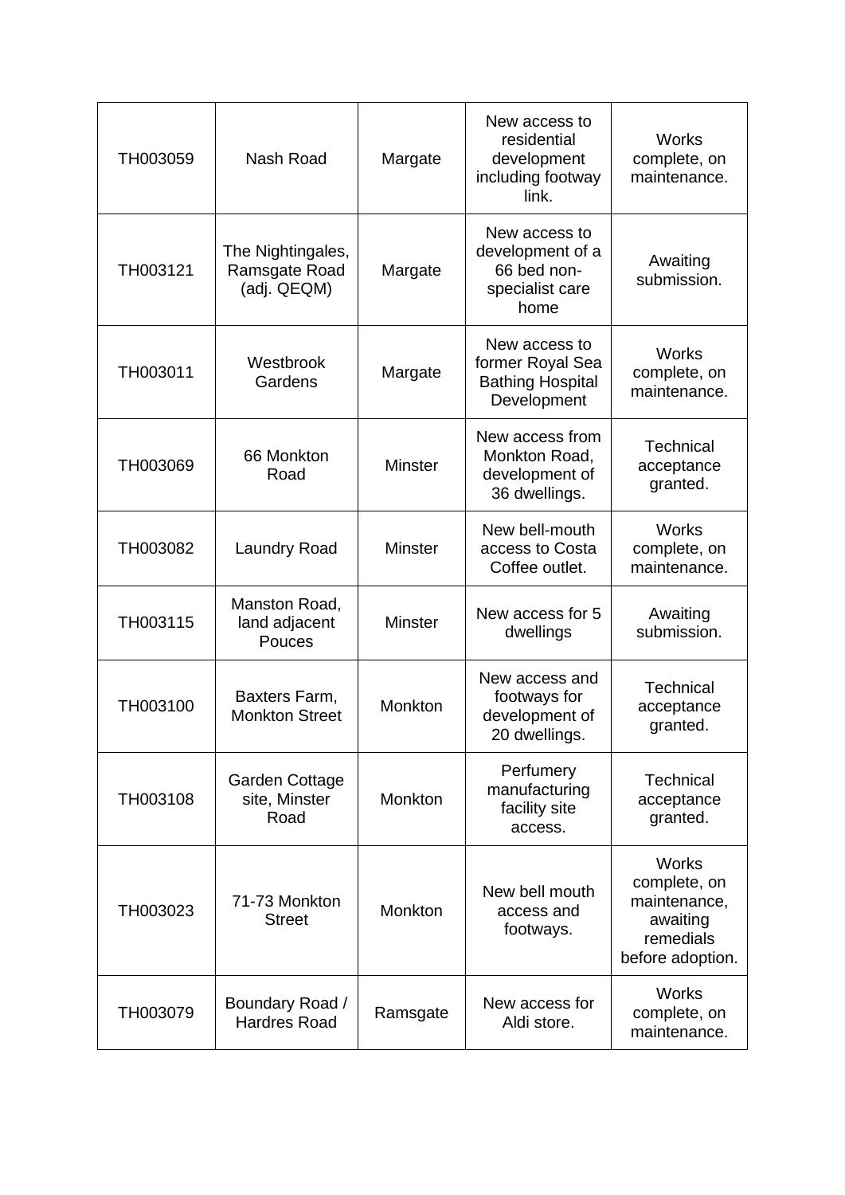| | | | | |
|---|---|---|---|---|
| TH003059 | Nash Road | Margate | New access to residential development including footway link. | Works complete, on maintenance. |
| TH003121 | The Nightingales, Ramsgate Road (adj. QEQM) | Margate | New access to development of a 66 bed non-specialist care home | Awaiting submission. |
| TH003011 | Westbrook Gardens | Margate | New access to former Royal Sea Bathing Hospital Development | Works complete, on maintenance. |
| TH003069 | 66 Monkton Road | Minster | New access from Monkton Road, development of 36 dwellings. | Technical acceptance granted. |
| TH003082 | Laundry Road | Minster | New bell-mouth access to Costa Coffee outlet. | Works complete, on maintenance. |
| TH003115 | Manston Road, land adjacent Pouces | Minster | New access for 5 dwellings | Awaiting submission. |
| TH003100 | Baxters Farm, Monkton Street | Monkton | New access and footways for development of 20 dwellings. | Technical acceptance granted. |
| TH003108 | Garden Cottage site, Minster Road | Monkton | Perfumery manufacturing facility site access. | Technical acceptance granted. |
| TH003023 | 71-73 Monkton Street | Monkton | New bell mouth access and footways. | Works complete, on maintenance, awaiting remedials before adoption. |
| TH003079 | Boundary Road / Hardres Road | Ramsgate | New access for Aldi store. | Works complete, on maintenance. |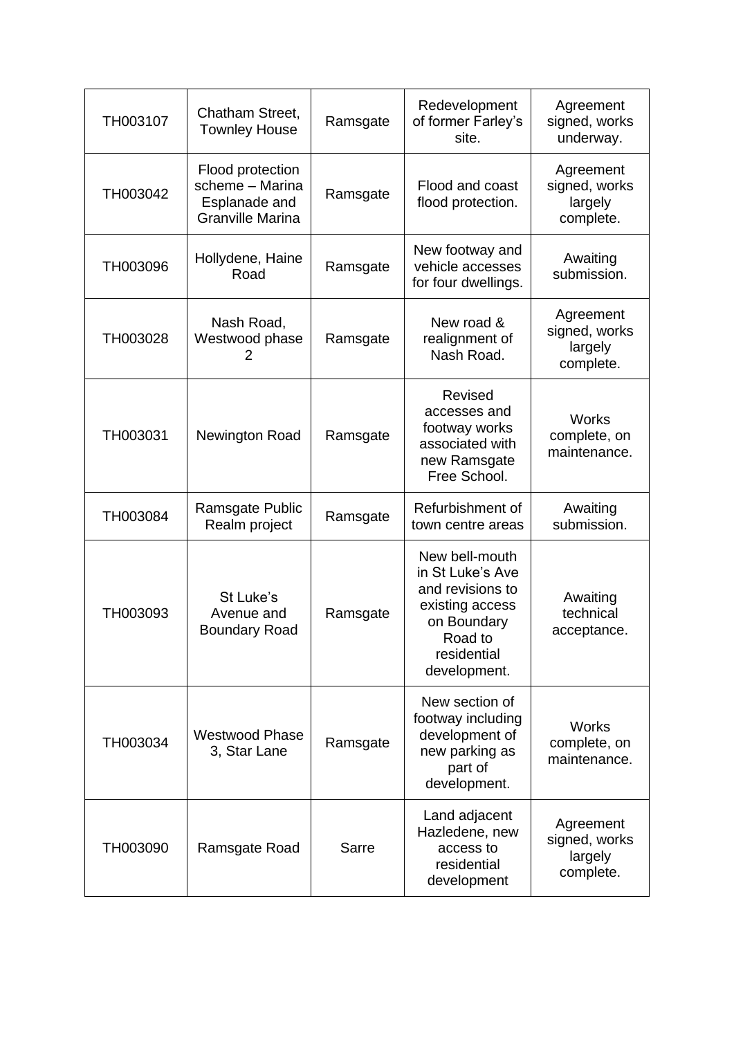| | | | | |
|---|---|---|---|---|
| TH003107 | Chatham Street, Townley House | Ramsgate | Redevelopment of former Farley's site. | Agreement signed, works underway. |
| TH003042 | Flood protection scheme – Marina Esplanade and Granville Marina | Ramsgate | Flood and coast flood protection. | Agreement signed, works largely complete. |
| TH003096 | Hollydene, Haine Road | Ramsgate | New footway and vehicle accesses for four dwellings. | Awaiting submission. |
| TH003028 | Nash Road, Westwood phase 2 | Ramsgate | New road & realignment of Nash Road. | Agreement signed, works largely complete. |
| TH003031 | Newington Road | Ramsgate | Revised accesses and footway works associated with new Ramsgate Free School. | Works complete, on maintenance. |
| TH003084 | Ramsgate Public Realm project | Ramsgate | Refurbishment of town centre areas | Awaiting submission. |
| TH003093 | St Luke's Avenue and Boundary Road | Ramsgate | New bell-mouth in St Luke's Ave and revisions to existing access on Boundary Road to residential development. | Awaiting technical acceptance. |
| TH003034 | Westwood Phase 3, Star Lane | Ramsgate | New section of footway including development of new parking as part of development. | Works complete, on maintenance. |
| TH003090 | Ramsgate Road | Sarre | Land adjacent Hazledene, new access to residential development | Agreement signed, works largely complete. |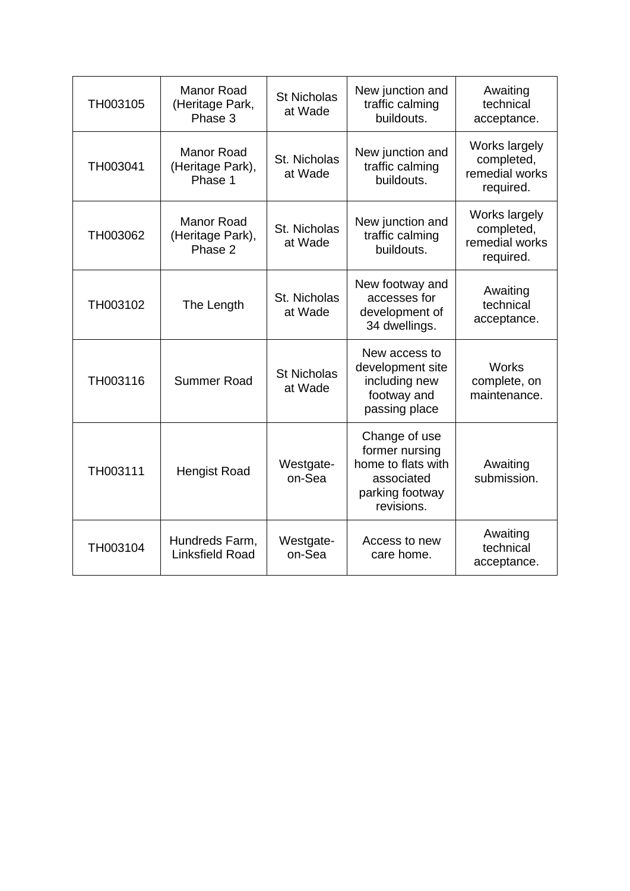| TH003105 | Manor Road (Heritage Park, Phase 3 | St Nicholas at Wade | New junction and traffic calming buildouts. | Awaiting technical acceptance. |
|---|---|---|---|---|
| TH003041 | Manor Road (Heritage Park), Phase 1 | St. Nicholas at Wade | New junction and traffic calming buildouts. | Works largely completed, remedial works required. |
| TH003062 | Manor Road (Heritage Park), Phase 2 | St. Nicholas at Wade | New junction and traffic calming buildouts. | Works largely completed, remedial works required. |
| TH003102 | The Length | St. Nicholas at Wade | New footway and accesses for development of 34 dwellings. | Awaiting technical acceptance. |
| TH003116 | Summer Road | St Nicholas at Wade | New access to development site including new footway and passing place | Works complete, on maintenance. |
| TH003111 | Hengist Road | Westgate-on-Sea | Change of use former nursing home to flats with associated parking footway revisions. | Awaiting submission. |
| TH003104 | Hundreds Farm, Linksfield Road | Westgate-on-Sea | Access to new care home. | Awaiting technical acceptance. |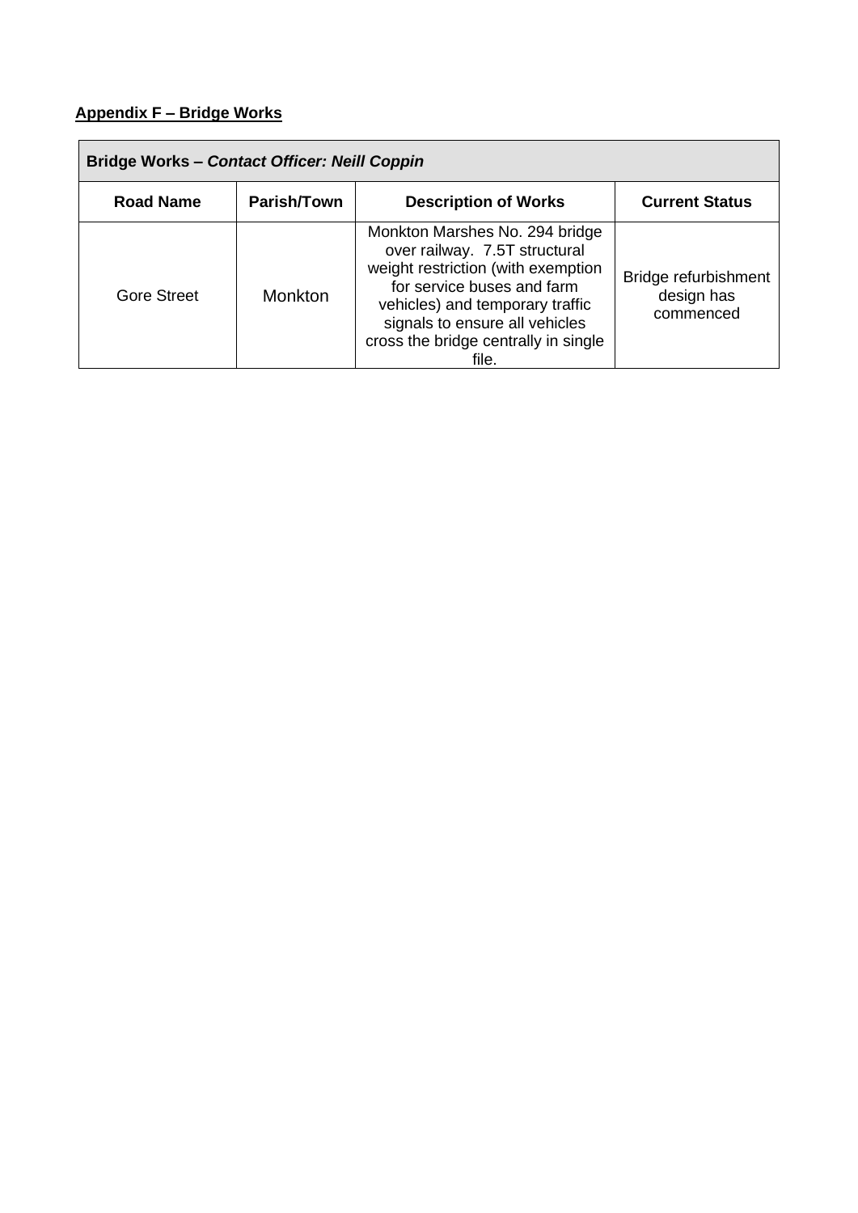**Appendix F – Bridge Works**

| Bridge Works – *Contact Officer: Neill Coppin* | | | |
|---|---|---|---|
| **Road Name** | **Parish/Town** | **Description of Works** | **Current Status** |
| Gore Street | Monkton | Monkton Marshes No. 294 bridge over railway. 7.5T structural weight restriction (with exemption for service buses and farm vehicles) and temporary traffic signals to ensure all vehicles cross the bridge centrally in single file. | Bridge refurbishment design has commenced |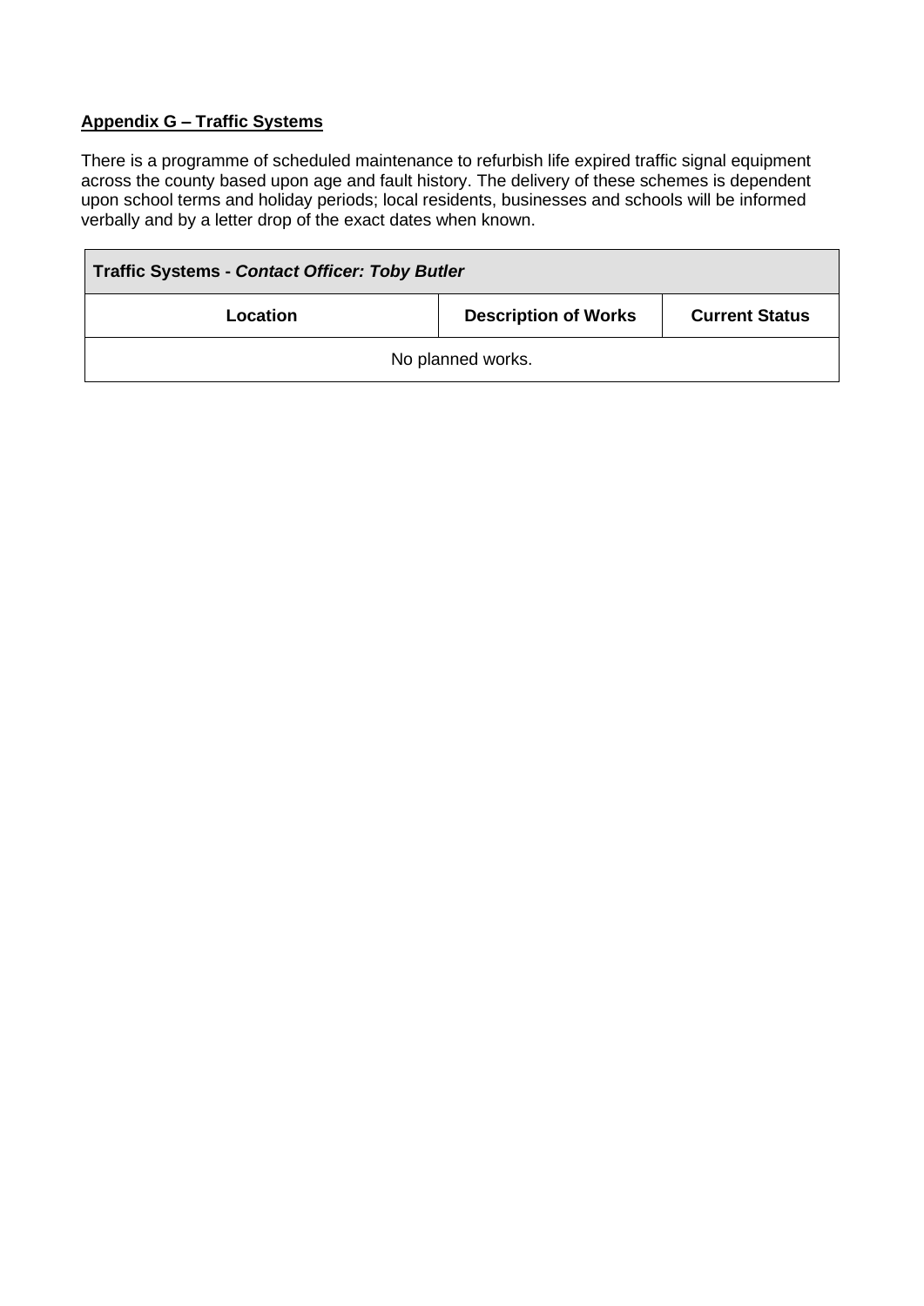## Appendix G – Traffic Systems

There is a programme of scheduled maintenance to refurbish life expired traffic signal equipment across the county based upon age and fault history. The delivery of these schemes is dependent upon school terms and holiday periods; local residents, businesses and schools will be informed verbally and by a letter drop of the exact dates when known.

| **Traffic Systems -** ***Contact Officer: Toby Butler*** | | |
|---|---|---|
| **Location** | **Description of Works** | **Current Status** |
| No planned works. | | |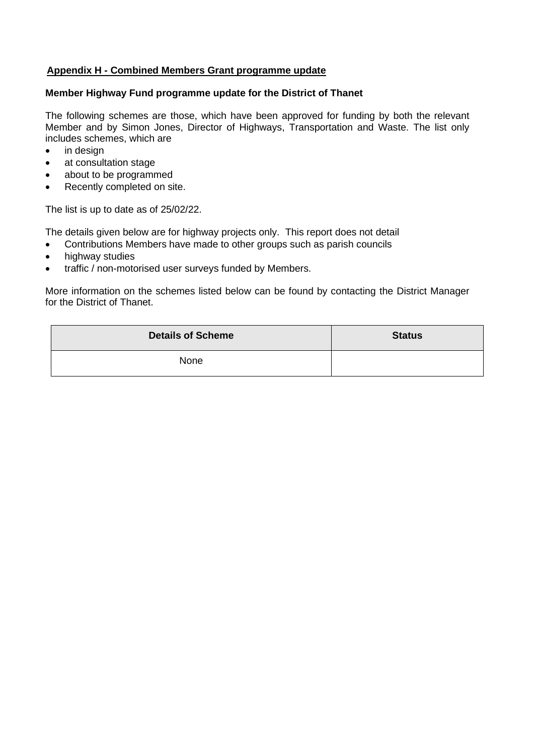## Appendix H - Combined Members Grant programme update

**Member Highway Fund programme update for the District of Thanet**

The following schemes are those, which have been approved for funding by both the relevant Member and by Simon Jones, Director of Highways, Transportation and Waste. The list only includes schemes, which are

- in design
- at consultation stage
- about to be programmed
- Recently completed on site.

The list is up to date as of 25/02/22.

The details given below are for highway projects only. This report does not detail

- Contributions Members have made to other groups such as parish councils
- highway studies
- traffic / non-motorised user surveys funded by Members.

More information on the schemes listed below can be found by contacting the District Manager for the District of Thanet.

| Details of Scheme | Status |
|---|---|
| None | |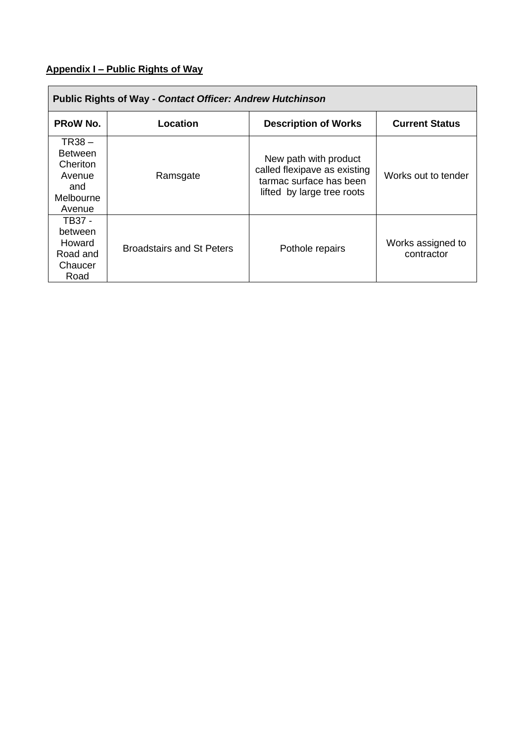**Appendix I – Public Rights of Way**

| **Public Rights of Way - *Contact Officer: Andrew Hutchinson*** | | | |
|---|---|---|---|
| **PRoW No.** | **Location** | **Description of Works** | **Current Status** |
| TR38 – Between Cheriton Avenue and Melbourne Avenue | Ramsgate | New path with product called flexipave as existing tarmac surface has been lifted by large tree roots | Works out to tender |
| TB37 - between Howard Road and Chaucer Road | Broadstairs and St Peters | Pothole repairs | Works assigned to contractor |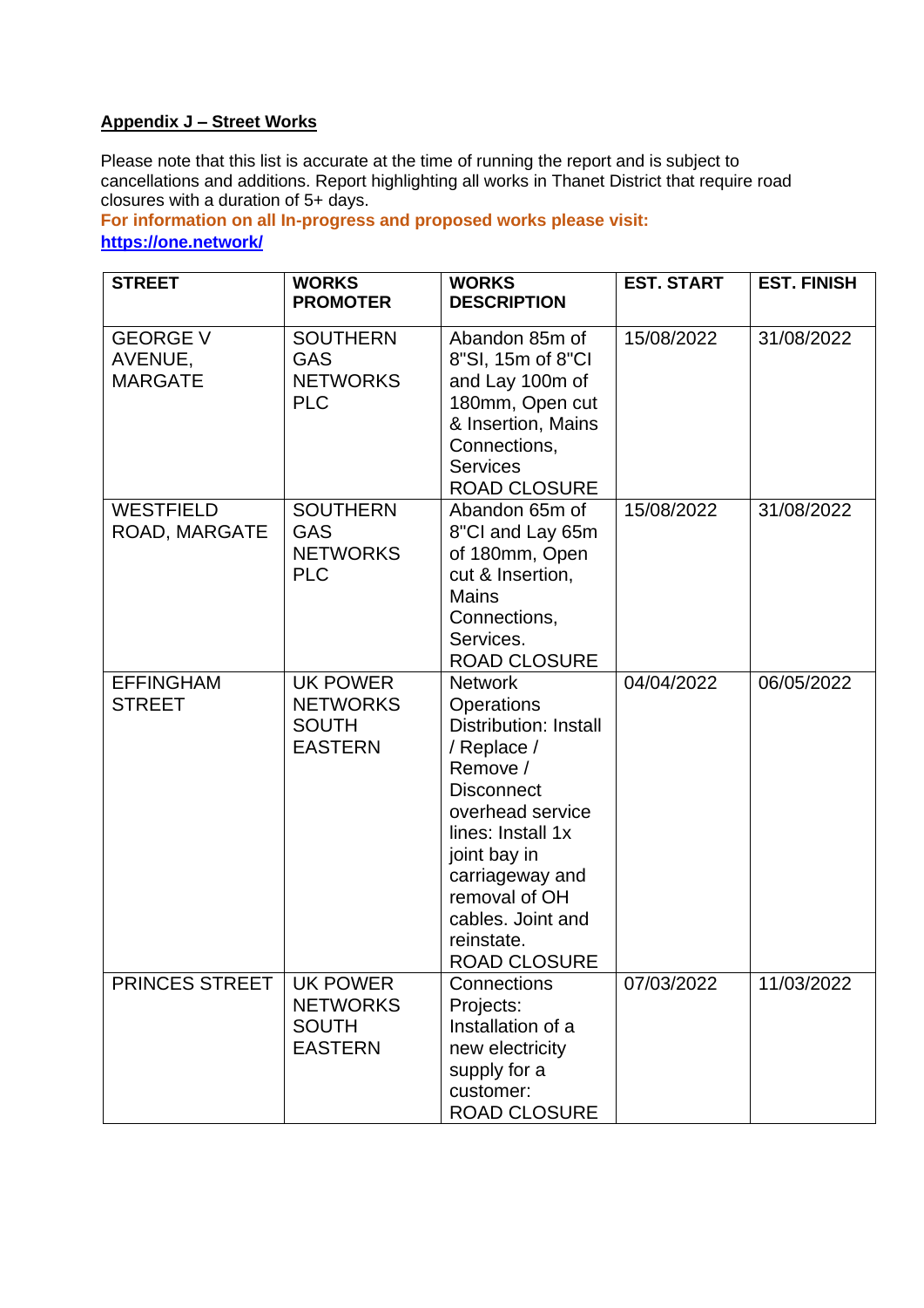**Appendix J – Street Works**

Please note that this list is accurate at the time of running the report and is subject to cancellations and additions. Report highlighting all works in Thanet District that require road closures with a duration of 5+ days.

**For information on all In-progress and proposed works please visit:**
**https://one.network/**

| STREET | WORKS PROMOTER | WORKS DESCRIPTION | EST. START | EST. FINISH |
|---|---|---|---|---|
| GEORGE V AVENUE, MARGATE | SOUTHERN GAS NETWORKS PLC | Abandon 85m of 8"SI, 15m of 8"CI and Lay 100m of 180mm, Open cut & Insertion, Mains Connections, Services ROAD CLOSURE | 15/08/2022 | 31/08/2022 |
| WESTFIELD ROAD, MARGATE | SOUTHERN GAS NETWORKS PLC | Abandon 65m of 8"CI and Lay 65m of 180mm, Open cut & Insertion, Mains Connections, Services. ROAD CLOSURE | 15/08/2022 | 31/08/2022 |
| EFFINGHAM STREET | UK POWER NETWORKS SOUTH EASTERN | Network Operations Distribution: Install / Replace / Remove / Disconnect overhead service lines: Install 1x joint bay in carriageway and removal of OH cables. Joint and reinstate. ROAD CLOSURE | 04/04/2022 | 06/05/2022 |
| PRINCES STREET | UK POWER NETWORKS SOUTH EASTERN | Connections Projects: Installation of a new electricity supply for a customer: ROAD CLOSURE | 07/03/2022 | 11/03/2022 |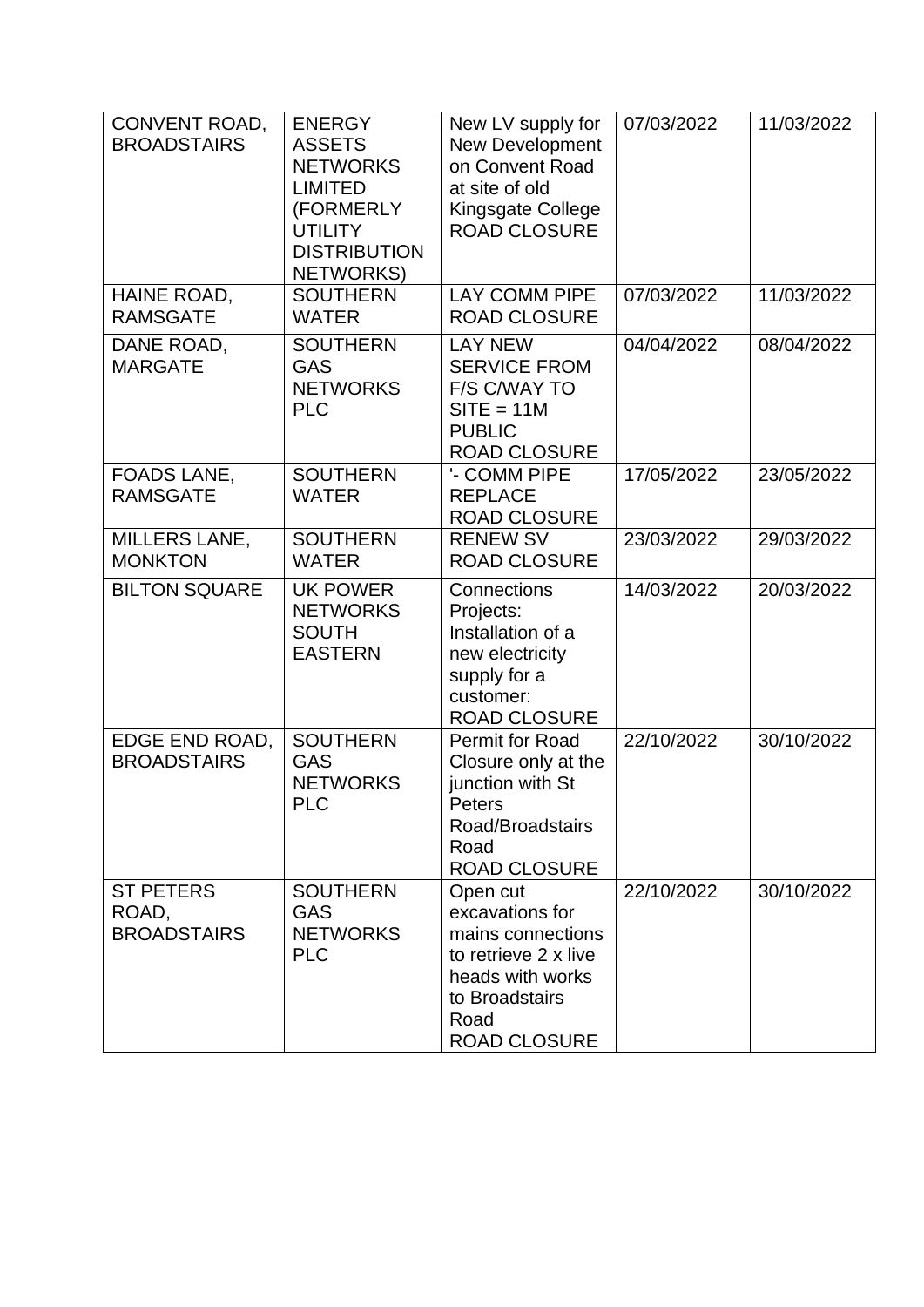| CONVENT ROAD, BROADSTAIRS | ENERGY ASSETS NETWORKS LIMITED (FORMERLY UTILITY DISTRIBUTION NETWORKS) | New LV supply for New Development on Convent Road at site of old Kingsgate College ROAD CLOSURE | 07/03/2022 | 11/03/2022 |
|---|---|---|---|---|
| HAINE ROAD, RAMSGATE | SOUTHERN WATER | LAY COMM PIPE ROAD CLOSURE | 07/03/2022 | 11/03/2022 |
| DANE ROAD, MARGATE | SOUTHERN GAS NETWORKS PLC | LAY NEW SERVICE FROM F/S C/WAY TO SITE = 11M PUBLIC ROAD CLOSURE | 04/04/2022 | 08/04/2022 |
| FOADS LANE, RAMSGATE | SOUTHERN WATER | '- COMM PIPE REPLACE ROAD CLOSURE | 17/05/2022 | 23/05/2022 |
| MILLERS LANE, MONKTON | SOUTHERN WATER | RENEW SV ROAD CLOSURE | 23/03/2022 | 29/03/2022 |
| BILTON SQUARE | UK POWER NETWORKS SOUTH EASTERN | Connections Projects: Installation of a new electricity supply for a customer: ROAD CLOSURE | 14/03/2022 | 20/03/2022 |
| EDGE END ROAD, BROADSTAIRS | SOUTHERN GAS NETWORKS PLC | Permit for Road Closure only at the junction with St Peters Road/Broadstairs Road ROAD CLOSURE | 22/10/2022 | 30/10/2022 |
| ST PETERS ROAD, BROADSTAIRS | SOUTHERN GAS NETWORKS PLC | Open cut excavations for mains connections to retrieve 2 x live heads with works to Broadstairs Road ROAD CLOSURE | 22/10/2022 | 30/10/2022 |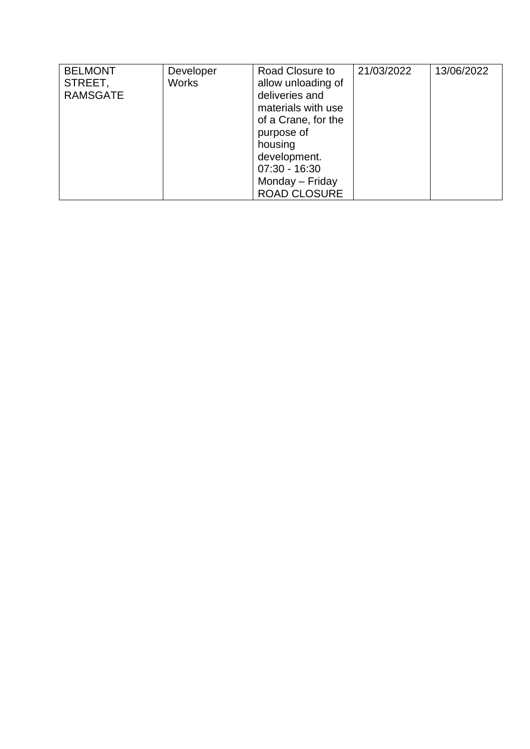| BELMONT STREET, RAMSGATE | Developer Works | Road Closure to allow unloading of deliveries and materials with use of a Crane, for the purpose of housing development. 07:30 - 16:30 Monday – Friday ROAD CLOSURE | 21/03/2022 | 13/06/2022 |
|---|---|---|---|---|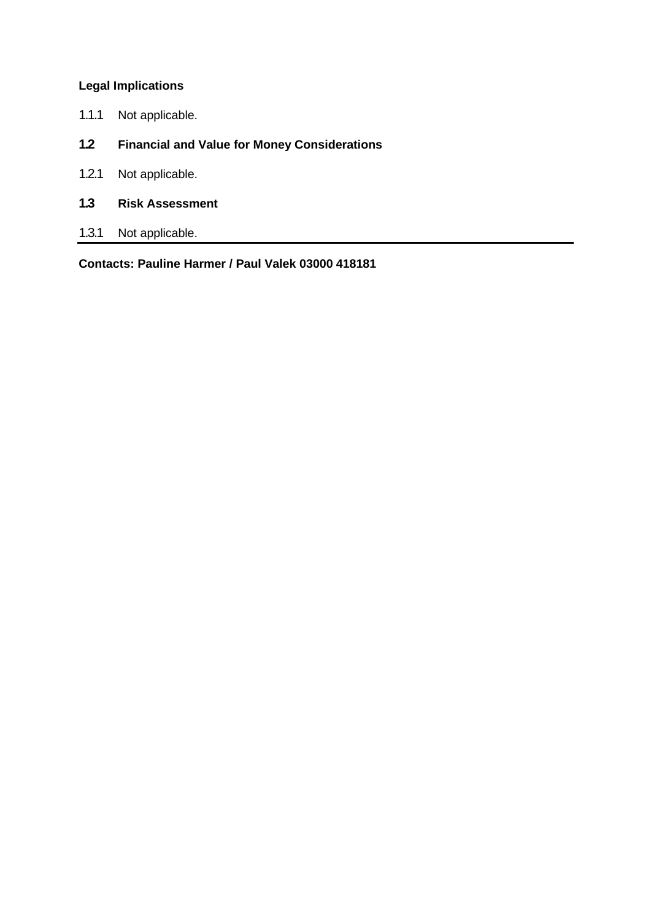**Legal Implications**

1.1.1 Not applicable.

## 1.2 Financial and Value for Money Considerations

1.2.1 Not applicable.

## 1.3 Risk Assessment

1.3.1 Not applicable.

---

**Contacts: Pauline Harmer / Paul Valek 03000 418181**